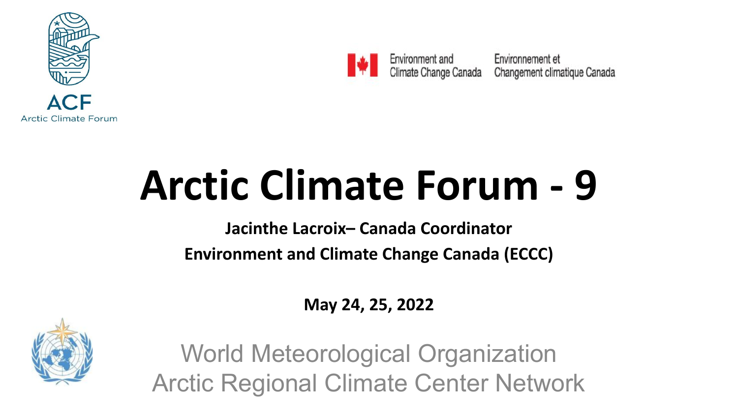ACF

Arctic Climate Forum

Environment and Climate Change Canada | Environnement et Changement climatique Canada

# Arctic Climate Forum - 9

**Jacinthe Lacroix– Canada Coordinator**

**Environment and Climate Change Canada (ECCC)**

**May 24, 25, 2022**

World Meteorological Organization
Arctic Regional Climate Center Network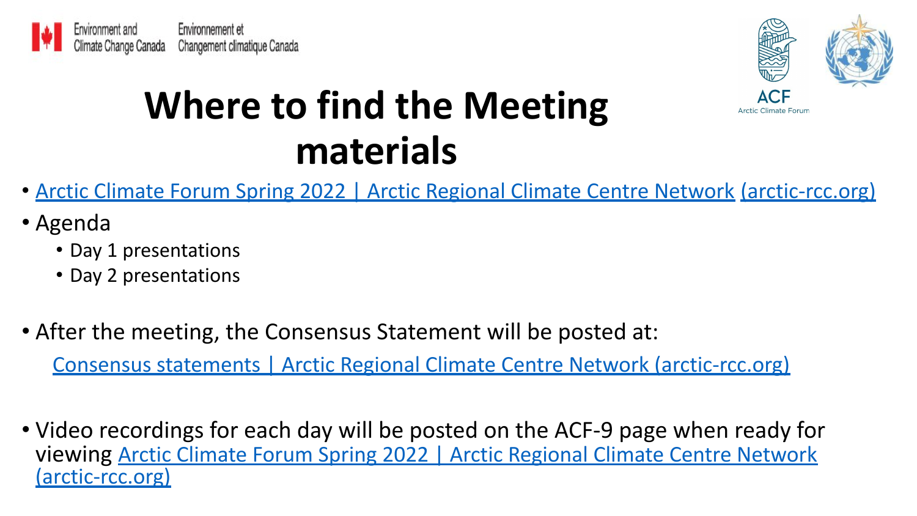# Where to find the Meeting materials

- Arctic Climate Forum Spring 2022 | Arctic Regional Climate Centre Network (arctic-rcc.org)
- Agenda
  - Day 1 presentations
  - Day 2 presentations
- After the meeting, the Consensus Statement will be posted at:

  Consensus statements | Arctic Regional Climate Centre Network (arctic-rcc.org)

- Video recordings for each day will be posted on the ACF-9 page when ready for viewing Arctic Climate Forum Spring 2022 | Arctic Regional Climate Centre Network (arctic-rcc.org)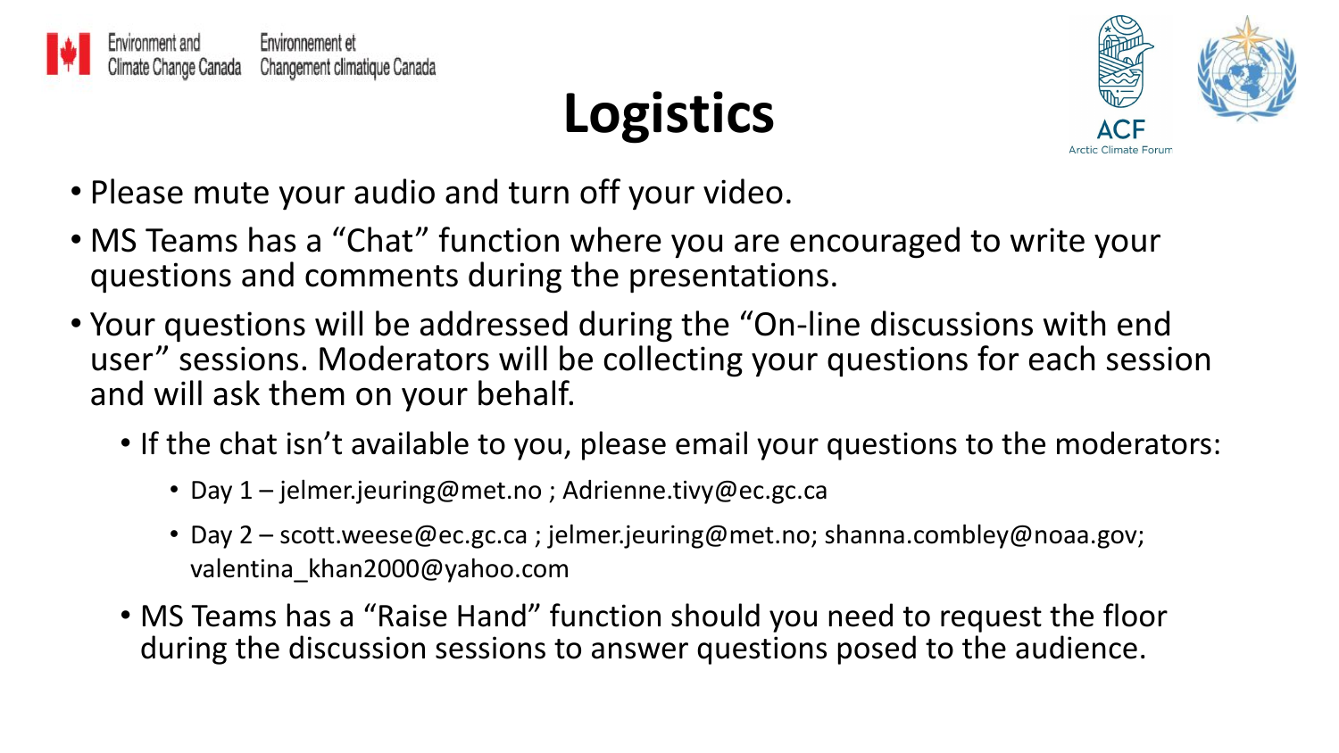Environment and Climate Change Canada Environnement et Changement climatique Canada

# Logistics

ACF
Arctic Climate Forum

- Please mute your audio and turn off your video.
- MS Teams has a “Chat” function where you are encouraged to write your questions and comments during the presentations.
- Your questions will be addressed during the “On-line discussions with end user” sessions. Moderators will be collecting your questions for each session and will ask them on your behalf.
  - If the chat isn’t available to you, please email your questions to the moderators:
    - Day 1 – jelmer.jeuring@met.no ; Adrienne.tivy@ec.gc.ca
    - Day 2 – scott.weese@ec.gc.ca ; jelmer.jeuring@met.no; shanna.combley@noaa.gov; valentina_khan2000@yahoo.com
  - MS Teams has a “Raise Hand” function should you need to request the floor during the discussion sessions to answer questions posed to the audience.